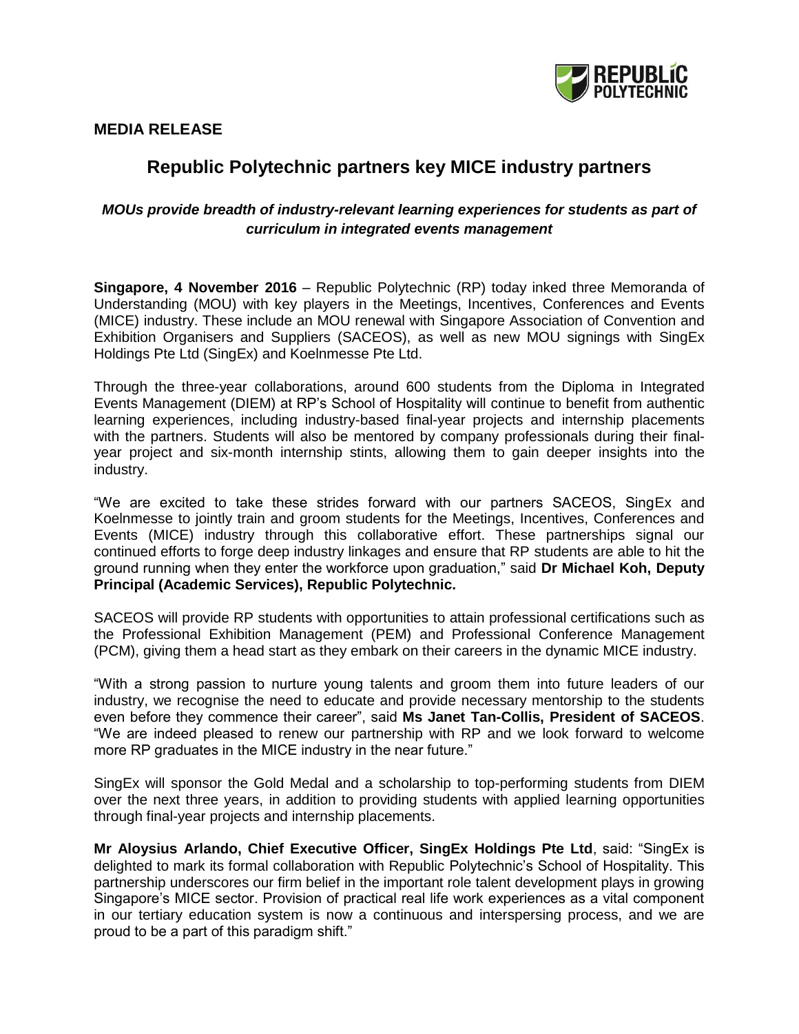**MEDIA RELEASE**

# Republic Polytechnic partners key MICE industry partners

### *MOUs provide breadth of industry-relevant learning experiences for students as part of curriculum in integrated events management*

**Singapore, 4 November 2016** – Republic Polytechnic (RP) today inked three Memoranda of Understanding (MOU) with key players in the Meetings, Incentives, Conferences and Events (MICE) industry. These include an MOU renewal with Singapore Association of Convention and Exhibition Organisers and Suppliers (SACEOS), as well as new MOU signings with SingEx Holdings Pte Ltd (SingEx) and Koelnmesse Pte Ltd.

Through the three-year collaborations, around 600 students from the Diploma in Integrated Events Management (DIEM) at RP's School of Hospitality will continue to benefit from authentic learning experiences, including industry-based final-year projects and internship placements with the partners. Students will also be mentored by company professionals during their final-year project and six-month internship stints, allowing them to gain deeper insights into the industry.

"We are excited to take these strides forward with our partners SACEOS, SingEx and Koelnmesse to jointly train and groom students for the Meetings, Incentives, Conferences and Events (MICE) industry through this collaborative effort. These partnerships signal our continued efforts to forge deep industry linkages and ensure that RP students are able to hit the ground running when they enter the workforce upon graduation," said **Dr Michael Koh, Deputy Principal (Academic Services), Republic Polytechnic.**

SACEOS will provide RP students with opportunities to attain professional certifications such as the Professional Exhibition Management (PEM) and Professional Conference Management (PCM), giving them a head start as they embark on their careers in the dynamic MICE industry.

"With a strong passion to nurture young talents and groom them into future leaders of our industry, we recognise the need to educate and provide necessary mentorship to the students even before they commence their career", said **Ms Janet Tan-Collis, President of SACEOS**. "We are indeed pleased to renew our partnership with RP and we look forward to welcome more RP graduates in the MICE industry in the near future."

SingEx will sponsor the Gold Medal and a scholarship to top-performing students from DIEM over the next three years, in addition to providing students with applied learning opportunities through final-year projects and internship placements.

**Mr Aloysius Arlando, Chief Executive Officer, SingEx Holdings Pte Ltd**, said: "SingEx is delighted to mark its formal collaboration with Republic Polytechnic's School of Hospitality. This partnership underscores our firm belief in the important role talent development plays in growing Singapore's MICE sector. Provision of practical real life work experiences as a vital component in our tertiary education system is now a continuous and interspersing process, and we are proud to be a part of this paradigm shift."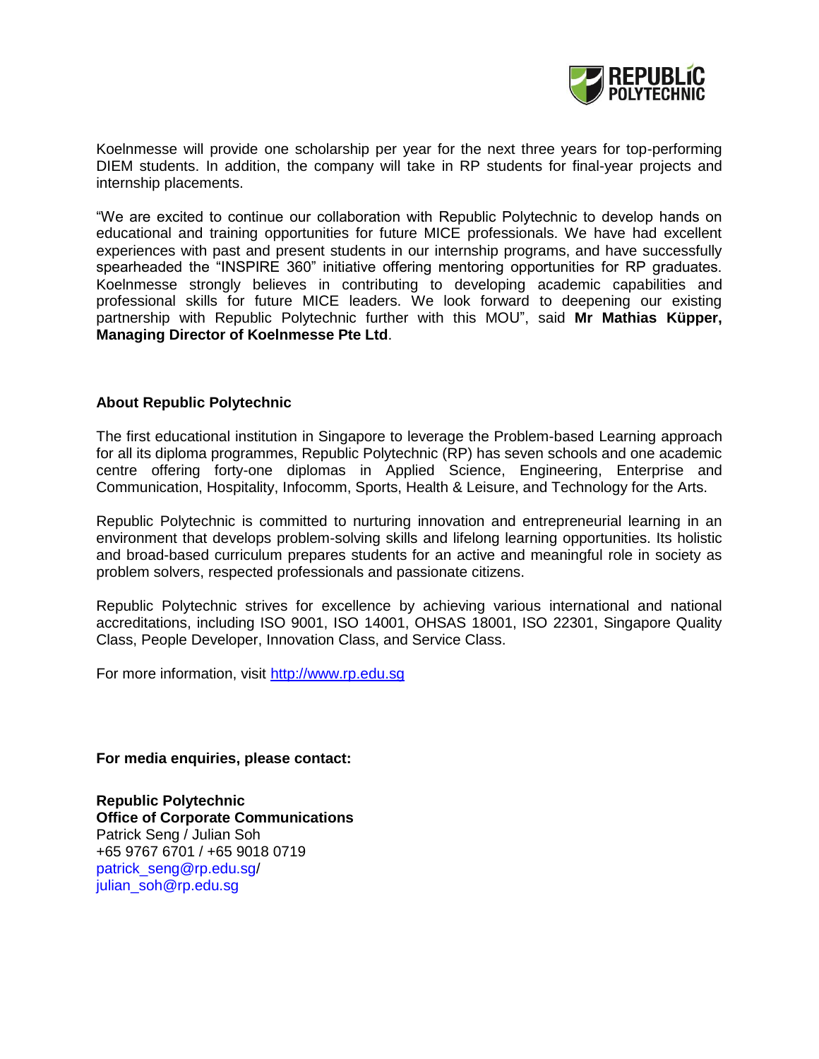Koelnmesse will provide one scholarship per year for the next three years for top-performing DIEM students. In addition, the company will take in RP students for final-year projects and internship placements.

"We are excited to continue our collaboration with Republic Polytechnic to develop hands on educational and training opportunities for future MICE professionals. We have had excellent experiences with past and present students in our internship programs, and have successfully spearheaded the "INSPIRE 360" initiative offering mentoring opportunities for RP graduates. Koelnmesse strongly believes in contributing to developing academic capabilities and professional skills for future MICE leaders. We look forward to deepening our existing partnership with Republic Polytechnic further with this MOU", said **Mr Mathias Küpper, Managing Director of Koelnmesse Pte Ltd**.

**About Republic Polytechnic**

The first educational institution in Singapore to leverage the Problem-based Learning approach for all its diploma programmes, Republic Polytechnic (RP) has seven schools and one academic centre offering forty-one diplomas in Applied Science, Engineering, Enterprise and Communication, Hospitality, Infocomm, Sports, Health & Leisure, and Technology for the Arts.

Republic Polytechnic is committed to nurturing innovation and entrepreneurial learning in an environment that develops problem-solving skills and lifelong learning opportunities. Its holistic and broad-based curriculum prepares students for an active and meaningful role in society as problem solvers, respected professionals and passionate citizens.

Republic Polytechnic strives for excellence by achieving various international and national accreditations, including ISO 9001, ISO 14001, OHSAS 18001, ISO 22301, Singapore Quality Class, People Developer, Innovation Class, and Service Class.

For more information, visit http://www.rp.edu.sg

**For media enquiries, please contact:**

**Republic Polytechnic**
**Office of Corporate Communications**
Patrick Seng / Julian Soh
+65 9767 6701 / +65 9018 0719
patrick_seng@rp.edu.sg/
julian_soh@rp.edu.sg